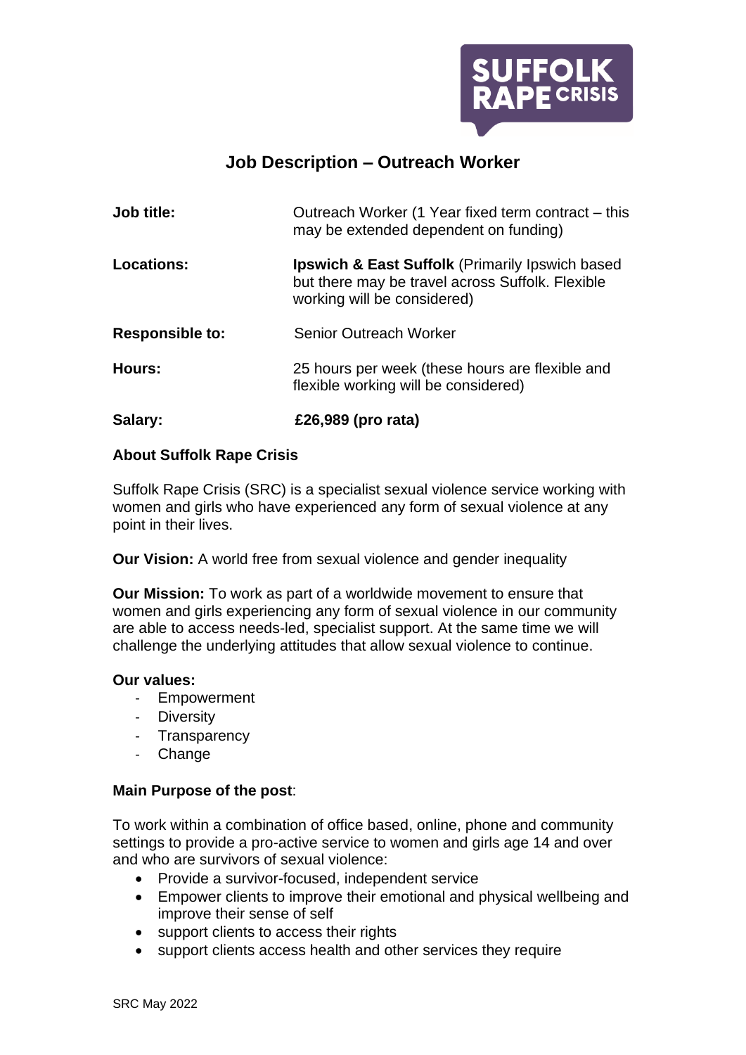SUFFOLK RAPE CRISIS

# Job Description – Outreach Worker

| | |
|---|---|
| **Job title:** | Outreach Worker (1 Year fixed term contract – this may be extended dependent on funding) |
| **Locations:** | **Ipswich & East Suffolk** (Primarily Ipswich based but there may be travel across Suffolk. Flexible working will be considered) |
| **Responsible to:** | Senior Outreach Worker |
| **Hours:** | 25 hours per week (these hours are flexible and flexible working will be considered) |
| **Salary:** | **£26,989 (pro rata)** |

**About Suffolk Rape Crisis**

Suffolk Rape Crisis (SRC) is a specialist sexual violence service working with women and girls who have experienced any form of sexual violence at any point in their lives.

**Our Vision:** A world free from sexual violence and gender inequality

**Our Mission:** To work as part of a worldwide movement to ensure that women and girls experiencing any form of sexual violence in our community are able to access needs-led, specialist support. At the same time we will challenge the underlying attitudes that allow sexual violence to continue.

**Our values:**

- Empowerment
- Diversity
- Transparency
- Change

**Main Purpose of the post**:

To work within a combination of office based, online, phone and community settings to provide a pro-active service to women and girls age 14 and over and who are survivors of sexual violence:

- Provide a survivor-focused, independent service
- Empower clients to improve their emotional and physical wellbeing and improve their sense of self
- support clients to access their rights
- support clients access health and other services they require

SRC May 2022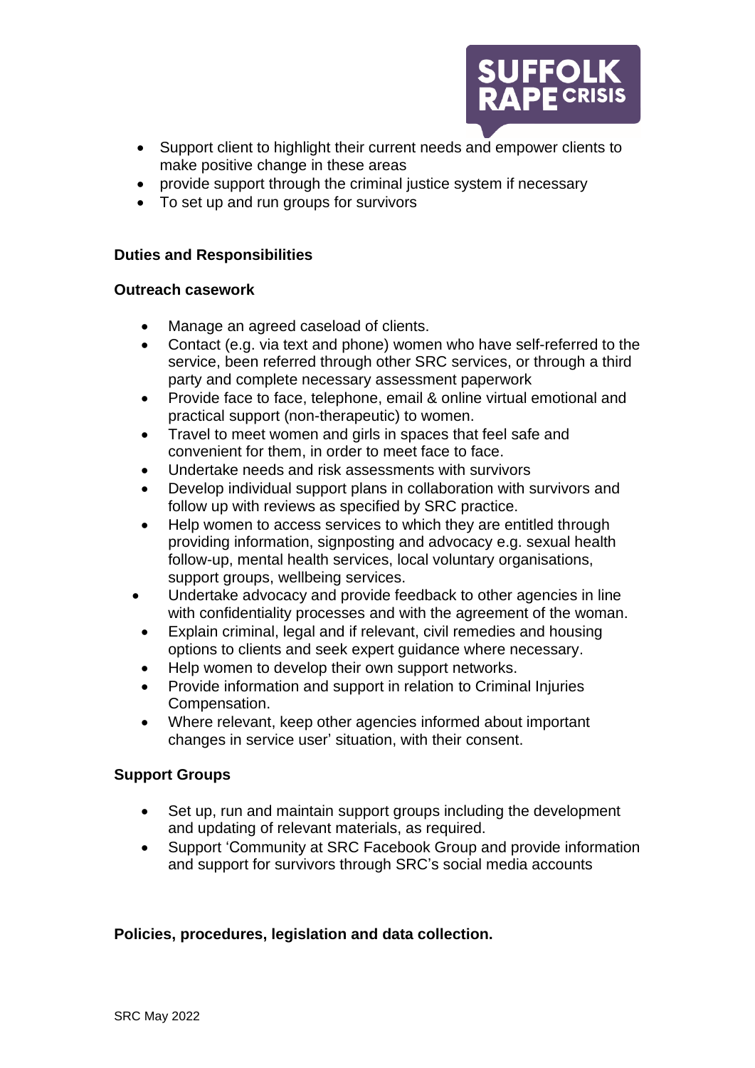- Support client to highlight their current needs and empower clients to make positive change in these areas
- provide support through the criminal justice system if necessary
- To set up and run groups for survivors

**Duties and Responsibilities**

**Outreach casework**

- Manage an agreed caseload of clients.
- Contact (e.g. via text and phone) women who have self-referred to the service, been referred through other SRC services, or through a third party and complete necessary assessment paperwork
- Provide face to face, telephone, email & online virtual emotional and practical support (non-therapeutic) to women.
- Travel to meet women and girls in spaces that feel safe and convenient for them, in order to meet face to face.
- Undertake needs and risk assessments with survivors
- Develop individual support plans in collaboration with survivors and follow up with reviews as specified by SRC practice.
- Help women to access services to which they are entitled through providing information, signposting and advocacy e.g. sexual health follow-up, mental health services, local voluntary organisations, support groups, wellbeing services.
- Undertake advocacy and provide feedback to other agencies in line with confidentiality processes and with the agreement of the woman.
- Explain criminal, legal and if relevant, civil remedies and housing options to clients and seek expert guidance where necessary.
- Help women to develop their own support networks.
- Provide information and support in relation to Criminal Injuries Compensation.
- Where relevant, keep other agencies informed about important changes in service user' situation, with their consent.

**Support Groups**

- Set up, run and maintain support groups including the development and updating of relevant materials, as required.
- Support 'Community at SRC Facebook Group and provide information and support for survivors through SRC's social media accounts

**Policies, procedures, legislation and data collection.**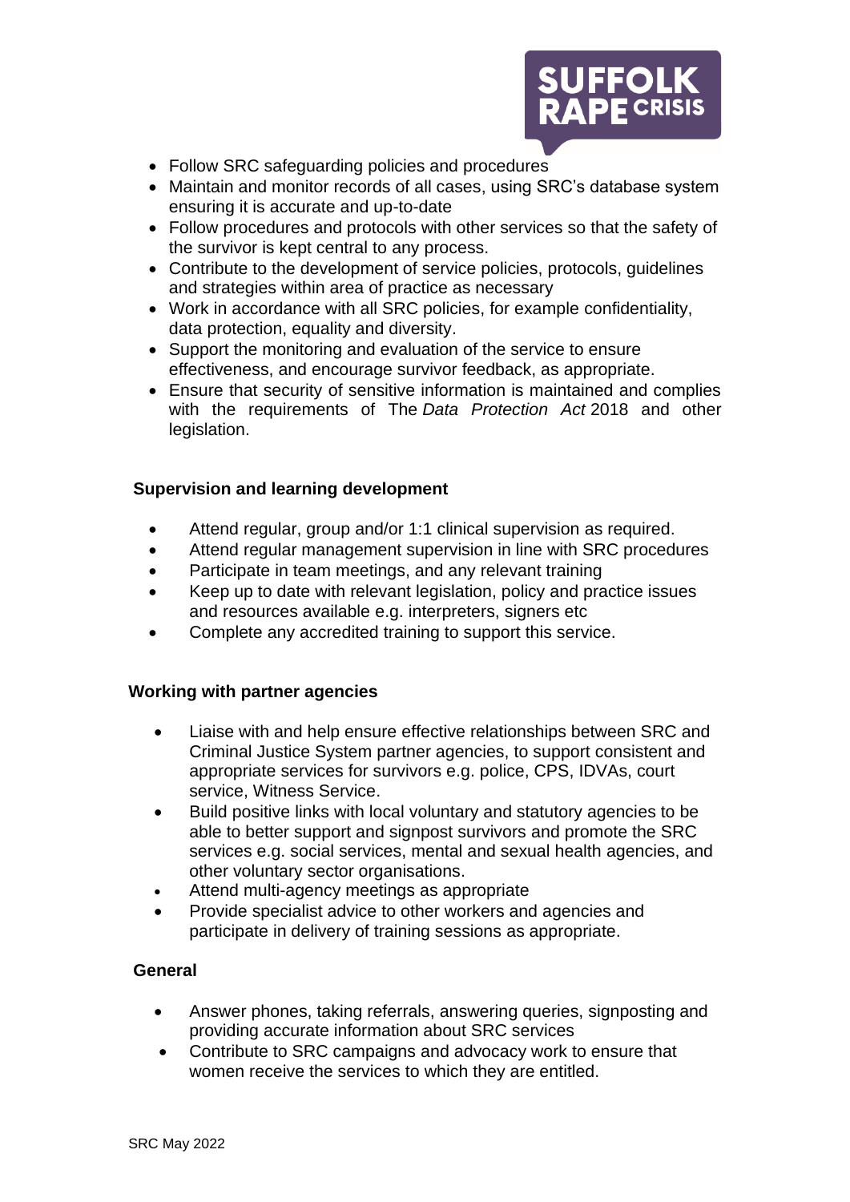- Follow SRC safeguarding policies and procedures
- Maintain and monitor records of all cases, using SRC's database system ensuring it is accurate and up-to-date
- Follow procedures and protocols with other services so that the safety of the survivor is kept central to any process.
- Contribute to the development of service policies, protocols, guidelines and strategies within area of practice as necessary
- Work in accordance with all SRC policies, for example confidentiality, data protection, equality and diversity.
- Support the monitoring and evaluation of the service to ensure effectiveness, and encourage survivor feedback, as appropriate.
- Ensure that security of sensitive information is maintained and complies with the requirements of The *Data Protection Act* 2018 and other legislation.

**Supervision and learning development**

- Attend regular, group and/or 1:1 clinical supervision as required.
- Attend regular management supervision in line with SRC procedures
- Participate in team meetings, and any relevant training
- Keep up to date with relevant legislation, policy and practice issues and resources available e.g. interpreters, signers etc
- Complete any accredited training to support this service.

**Working with partner agencies**

- Liaise with and help ensure effective relationships between SRC and Criminal Justice System partner agencies, to support consistent and appropriate services for survivors e.g. police, CPS, IDVAs, court service, Witness Service.
- Build positive links with local voluntary and statutory agencies to be able to better support and signpost survivors and promote the SRC services e.g. social services, mental and sexual health agencies, and other voluntary sector organisations.
- Attend multi-agency meetings as appropriate
- Provide specialist advice to other workers and agencies and participate in delivery of training sessions as appropriate.

**General**

- Answer phones, taking referrals, answering queries, signposting and providing accurate information about SRC services
- Contribute to SRC campaigns and advocacy work to ensure that women receive the services to which they are entitled.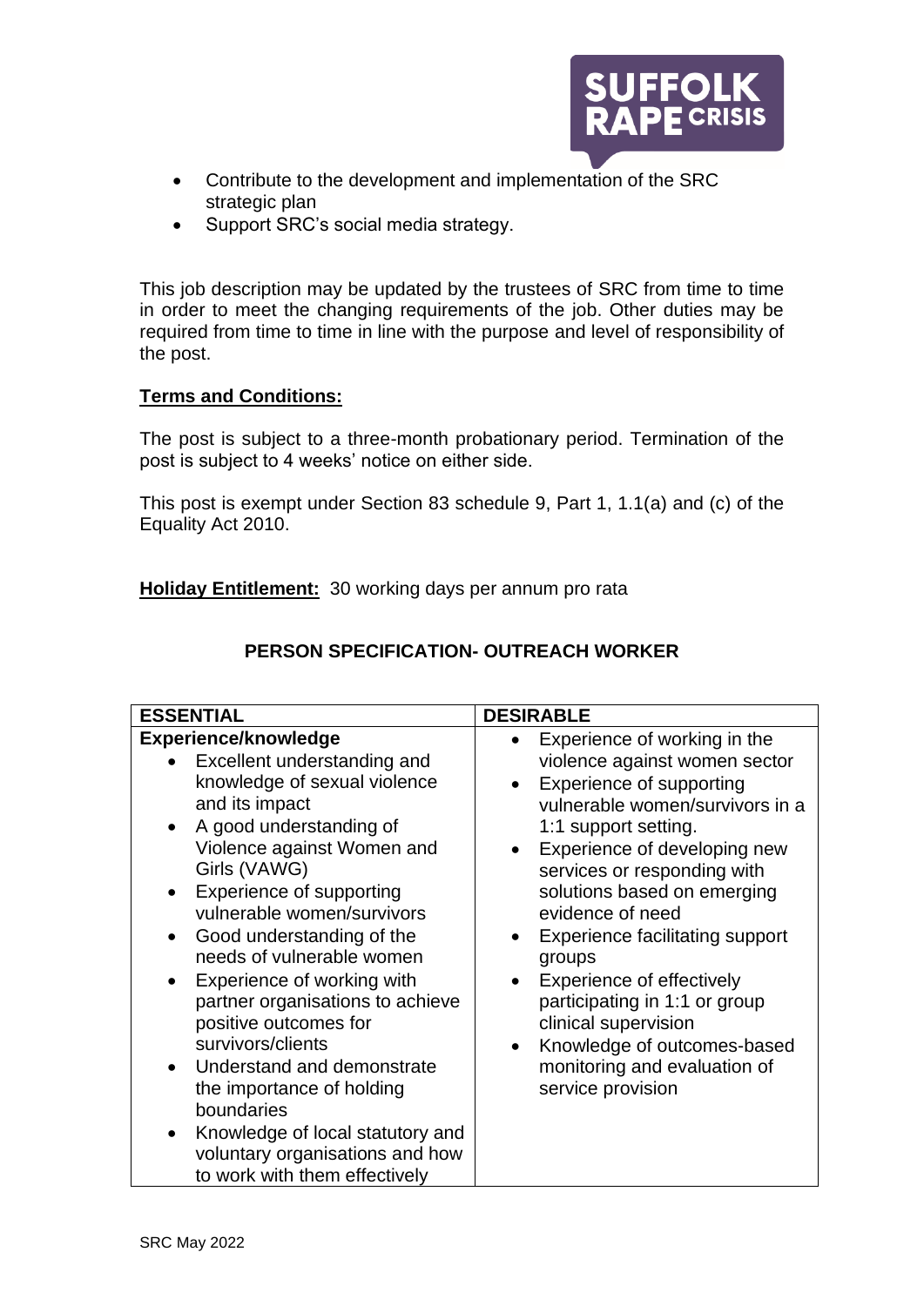- Contribute to the development and implementation of the SRC strategic plan
- Support SRC's social media strategy.

This job description may be updated by the trustees of SRC from time to time in order to meet the changing requirements of the job. Other duties may be required from time to time in line with the purpose and level of responsibility of the post.

**Terms and Conditions:**

The post is subject to a three-month probationary period. Termination of the post is subject to 4 weeks' notice on either side.

This post is exempt under Section 83 schedule 9, Part 1, 1.1(a) and (c) of the Equality Act 2010.

**Holiday Entitlement:** 30 working days per annum pro rata

## PERSON SPECIFICATION- OUTREACH WORKER

| ESSENTIAL | DESIRABLE |
|---|---|
| **Experience/knowledge**<br>• Excellent understanding and knowledge of sexual violence and its impact<br>• A good understanding of Violence against Women and Girls (VAWG)<br>• Experience of supporting vulnerable women/survivors<br>• Good understanding of the needs of vulnerable women<br>• Experience of working with partner organisations to achieve positive outcomes for survivors/clients<br>• Understand and demonstrate the importance of holding boundaries<br>• Knowledge of local statutory and voluntary organisations and how to work with them effectively | • Experience of working in the violence against women sector<br>• Experience of supporting vulnerable women/survivors in a 1:1 support setting.<br>• Experience of developing new services or responding with solutions based on emerging evidence of need<br>• Experience facilitating support groups<br>• Experience of effectively participating in 1:1 or group clinical supervision<br>• Knowledge of outcomes-based monitoring and evaluation of service provision |

SRC May 2022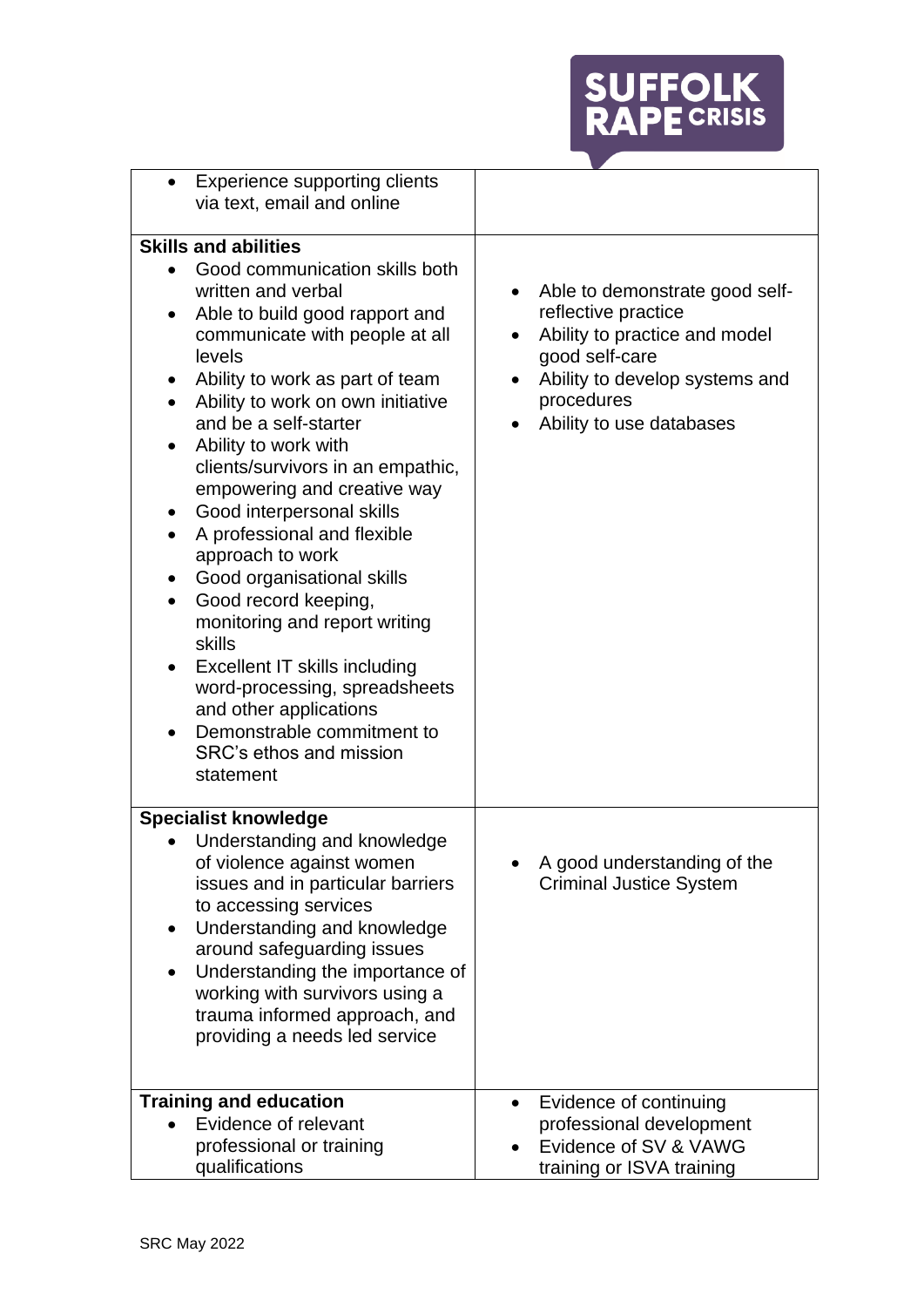| | |
|---|---|
| • Experience supporting clients via text, email and online | |
| **Skills and abilities**<br>• Good communication skills both written and verbal<br>• Able to build good rapport and communicate with people at all levels<br>• Ability to work as part of team<br>• Ability to work on own initiative and be a self-starter<br>• Ability to work with clients/survivors in an empathic, empowering and creative way<br>• Good interpersonal skills<br>• A professional and flexible approach to work<br>• Good organisational skills<br>• Good record keeping, monitoring and report writing skills<br>• Excellent IT skills including word-processing, spreadsheets and other applications<br>• Demonstrable commitment to SRC's ethos and mission statement | • Able to demonstrate good self-reflective practice<br>• Ability to practice and model good self-care<br>• Ability to develop systems and procedures<br>• Ability to use databases |
| **Specialist knowledge**<br>• Understanding and knowledge of violence against women issues and in particular barriers to accessing services<br>• Understanding and knowledge around safeguarding issues<br>• Understanding the importance of working with survivors using a trauma informed approach, and providing a needs led service | • A good understanding of the Criminal Justice System |
| **Training and education**<br>• Evidence of relevant professional or training qualifications | • Evidence of continuing professional development<br>• Evidence of SV & VAWG training or ISVA training |

SRC May 2022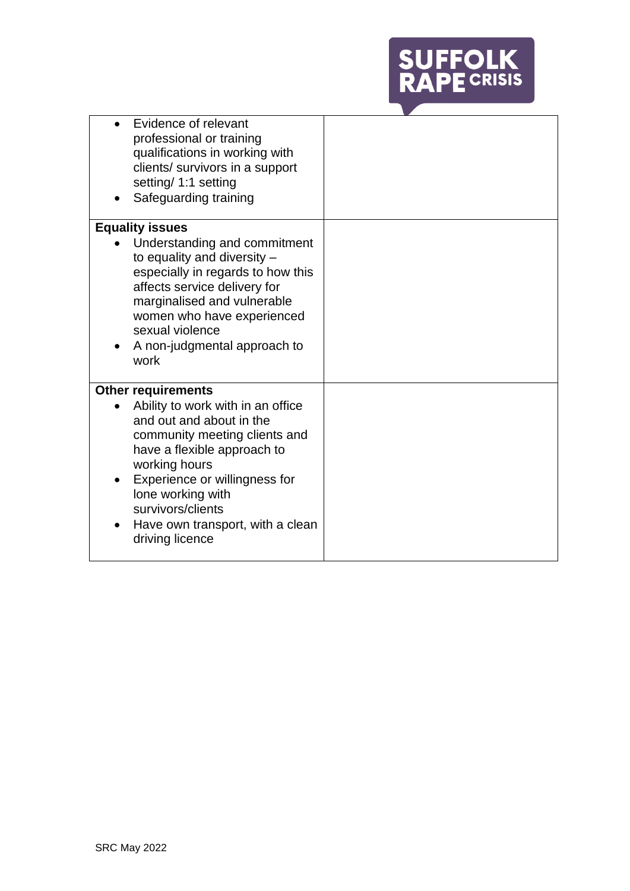| | |
|---|---|
| • Evidence of relevant professional or training qualifications in working with clients/ survivors in a support setting/ 1:1 setting<br>• Safeguarding training | |
| **Equality issues**<br>• Understanding and commitment to equality and diversity – especially in regards to how this affects service delivery for marginalised and vulnerable women who have experienced sexual violence<br>• A non-judgmental approach to work | |
| **Other requirements**<br>• Ability to work with in an office and out and about in the community meeting clients and have a flexible approach to working hours<br>• Experience or willingness for lone working with survivors/clients<br>• Have own transport, with a clean driving licence | |